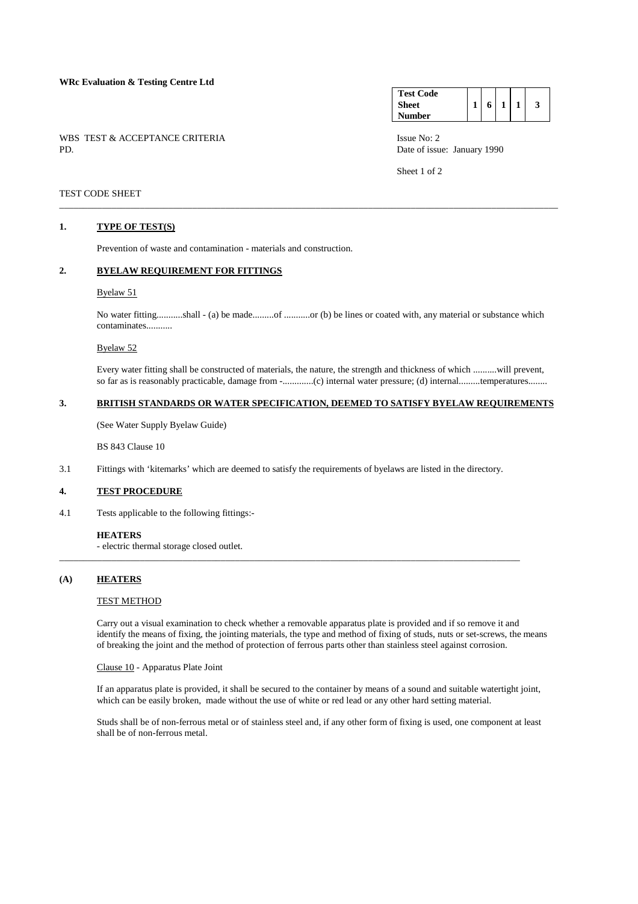**WRc Evaluation & Testing Centre Ltd**

| Test Code Sheet Number | 1 | 6 | 1 | 1 | 3 |
|---|---|---|---|---|---|

WBS TEST & ACCEPTANCE CRITERIA
PD.

Issue No: 2
Date of issue: January 1990

TEST CODE SHEET

---

## 1. TYPE OF TEST(S)

Prevention of waste and contamination - materials and construction.

## 2. BYELAW REQUIREMENT FOR FITTINGS

Byelaw 51

No water fitting...........shall - (a) be made.........of ...........or (b) be lines or coated with, any material or substance which contaminates...........

Byelaw 52

Every water fitting shall be constructed of materials, the nature, the strength and thickness of which ..........will prevent, so far as is reasonably practicable, damage from -............(c) internal water pressure; (d) internal.........temperatures........

## 3. BRITISH STANDARDS OR WATER SPECIFICATION, DEEMED TO SATISFY BYELAW REQUIREMENTS

(See Water Supply Byelaw Guide)

BS 843 Clause 10

3.1 Fittings with 'kitemarks' which are deemed to satisfy the requirements of byelaws are listed in the directory.

## 4. TEST PROCEDURE

4.1 Tests applicable to the following fittings:-

**HEATERS**
- electric thermal storage closed outlet.

---

## (A) HEATERS

TEST METHOD

Carry out a visual examination to check whether a removable apparatus plate is provided and if so remove it and identify the means of fixing, the jointing materials, the type and method of fixing of studs, nuts or set-screws, the means of breaking the joint and the method of protection of ferrous parts other than stainless steel against corrosion.

Clause 10 - Apparatus Plate Joint

If an apparatus plate is provided, it shall be secured to the container by means of a sound and suitable watertight joint, which can be easily broken, made without the use of white or red lead or any other hard setting material.

Studs shall be of non-ferrous metal or of stainless steel and, if any other form of fixing is used, one component at least shall be of non-ferrous metal.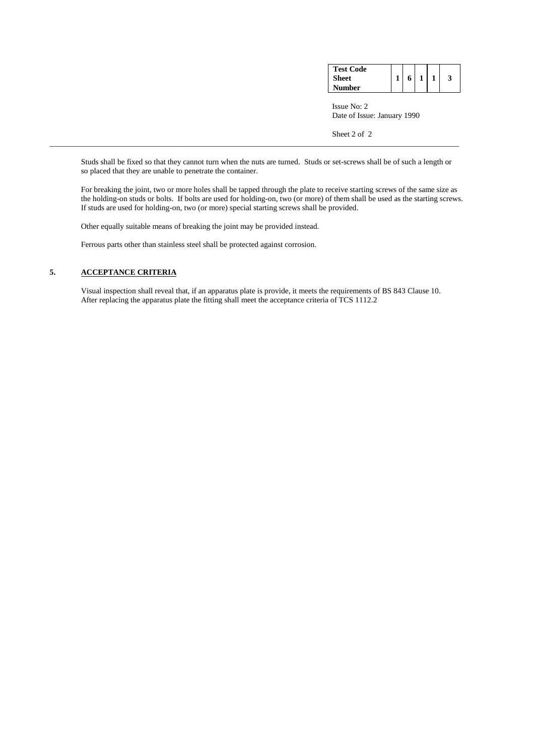Studs shall be fixed so that they cannot turn when the nuts are turned. Studs or set-screws shall be of such a length or so placed that they are unable to penetrate the container.

For breaking the joint, two or more holes shall be tapped through the plate to receive starting screws of the same size as the holding-on studs or bolts. If bolts are used for holding-on, two (or more) of them shall be used as the starting screws. If studs are used for holding-on, two (or more) special starting screws shall be provided.

Other equally suitable means of breaking the joint may be provided instead.

Ferrous parts other than stainless steel shall be protected against corrosion.

## 5. ACCEPTANCE CRITERIA

Visual inspection shall reveal that, if an apparatus plate is provide, it meets the requirements of BS 843 Clause 10. After replacing the apparatus plate the fitting shall meet the acceptance criteria of TCS 1112.2